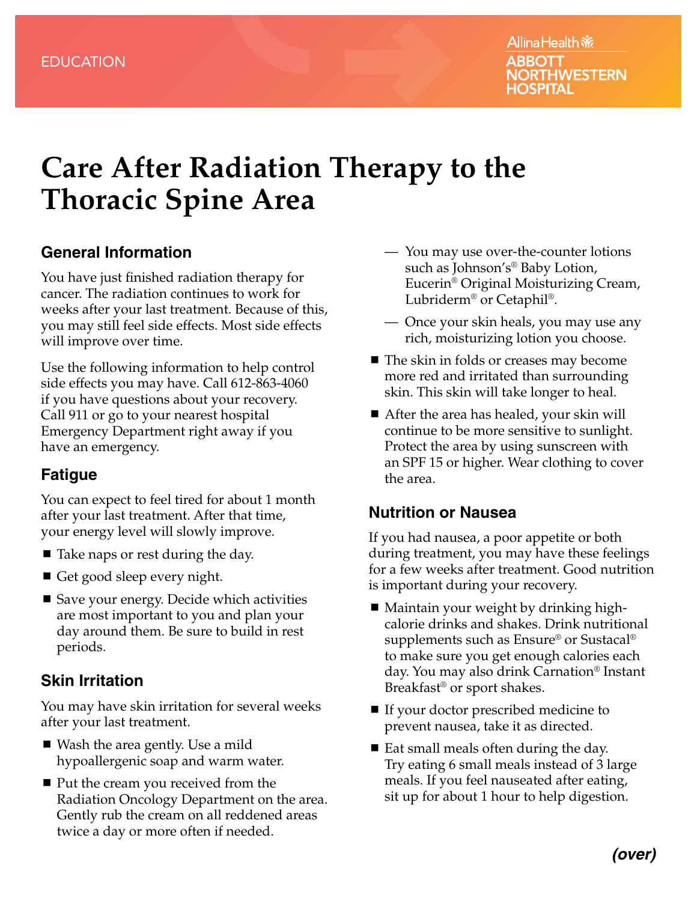EDUCATION

Allina Health ABBOTT NORTHWESTERN HOSPITAL

# Care After Radiation Therapy to the Thoracic Spine Area

## General Information

You have just finished radiation therapy for cancer. The radiation continues to work for weeks after your last treatment. Because of this, you may still feel side effects. Most side effects will improve over time.

Use the following information to help control side effects you may have. Call 612-863-4060 if you have questions about your recovery. Call 911 or go to your nearest hospital Emergency Department right away if you have an emergency.

## Fatigue

You can expect to feel tired for about 1 month after your last treatment. After that time, your energy level will slowly improve.

- Take naps or rest during the day.
- Get good sleep every night.
- Save your energy. Decide which activities are most important to you and plan your day around them. Be sure to build in rest periods.

## Skin Irritation

You may have skin irritation for several weeks after your last treatment.

- Wash the area gently. Use a mild hypoallergenic soap and warm water.
- Put the cream you received from the Radiation Oncology Department on the area. Gently rub the cream on all reddened areas twice a day or more often if needed.
  - You may use over-the-counter lotions such as Johnson's® Baby Lotion, Eucerin® Original Moisturizing Cream, Lubriderm® or Cetaphil®.
  - Once your skin heals, you may use any rich, moisturizing lotion you choose.
- The skin in folds or creases may become more red and irritated than surrounding skin. This skin will take longer to heal.
- After the area has healed, your skin will continue to be more sensitive to sunlight. Protect the area by using sunscreen with an SPF 15 or higher. Wear clothing to cover the area.

## Nutrition or Nausea

If you had nausea, a poor appetite or both during treatment, you may have these feelings for a few weeks after treatment. Good nutrition is important during your recovery.

- Maintain your weight by drinking high-calorie drinks and shakes. Drink nutritional supplements such as Ensure® or Sustacal® to make sure you get enough calories each day. You may also drink Carnation® Instant Breakfast® or sport shakes.
- If your doctor prescribed medicine to prevent nausea, take it as directed.
- Eat small meals often during the day. Try eating 6 small meals instead of 3 large meals. If you feel nauseated after eating, sit up for about 1 hour to help digestion.

***(over)***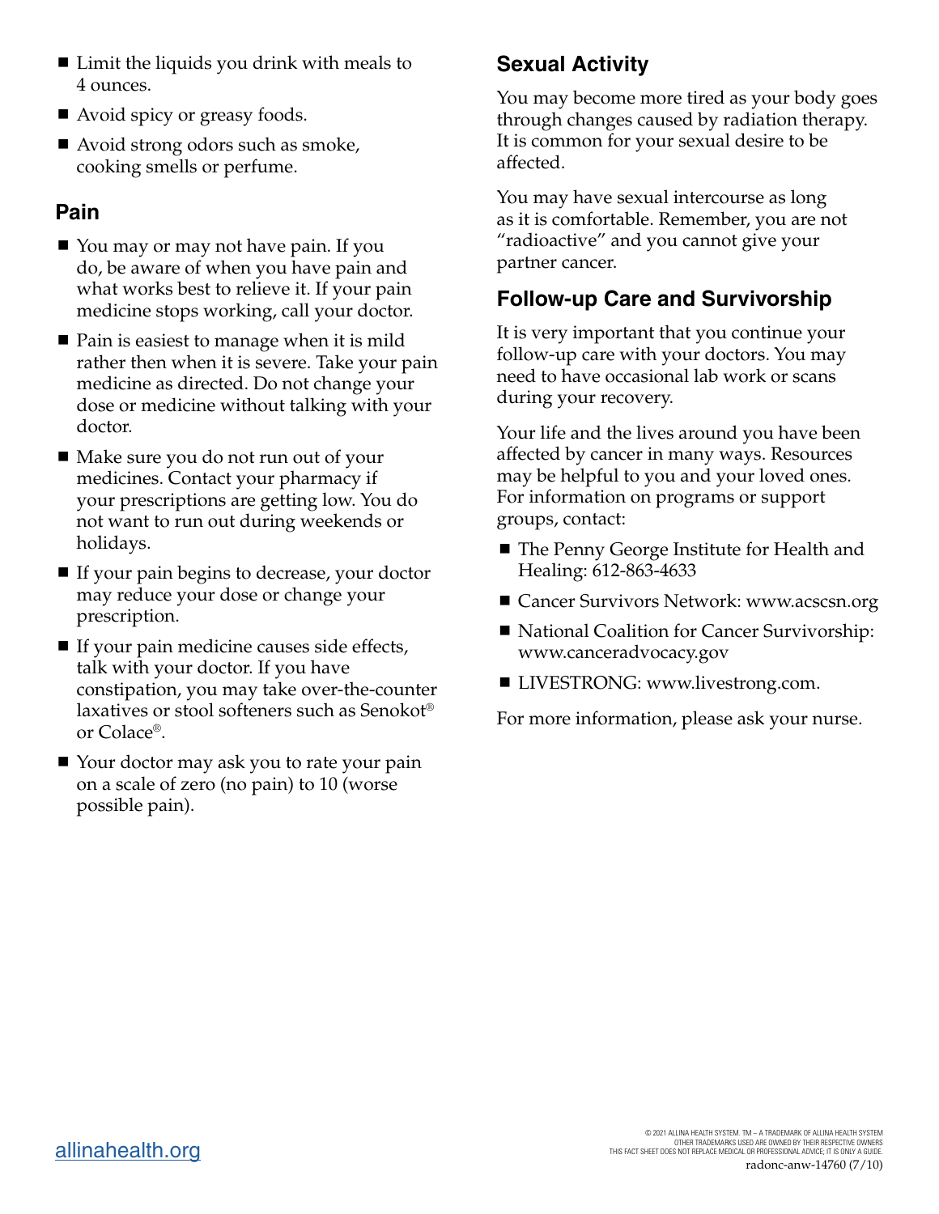- Limit the liquids you drink with meals to 4 ounces.
- Avoid spicy or greasy foods.
- Avoid strong odors such as smoke, cooking smells or perfume.

## Pain

- You may or may not have pain. If you do, be aware of when you have pain and what works best to relieve it. If your pain medicine stops working, call your doctor.
- Pain is easiest to manage when it is mild rather then when it is severe. Take your pain medicine as directed. Do not change your dose or medicine without talking with your doctor.
- Make sure you do not run out of your medicines. Contact your pharmacy if your prescriptions are getting low. You do not want to run out during weekends or holidays.
- If your pain begins to decrease, your doctor may reduce your dose or change your prescription.
- If your pain medicine causes side effects, talk with your doctor. If you have constipation, you may take over-the-counter laxatives or stool softeners such as Senokot® or Colace®.
- Your doctor may ask you to rate your pain on a scale of zero (no pain) to 10 (worse possible pain).

## Sexual Activity

You may become more tired as your body goes through changes caused by radiation therapy. It is common for your sexual desire to be affected.

You may have sexual intercourse as long as it is comfortable. Remember, you are not "radioactive" and you cannot give your partner cancer.

## Follow-up Care and Survivorship

It is very important that you continue your follow-up care with your doctors. You may need to have occasional lab work or scans during your recovery.

Your life and the lives around you have been affected by cancer in many ways. Resources may be helpful to you and your loved ones. For information on programs or support groups, contact:

- The Penny George Institute for Health and Healing: 612-863-4633
- Cancer Survivors Network: www.acscsn.org
- National Coalition for Cancer Survivorship: www.canceradvocacy.gov
- LIVESTRONG: www.livestrong.com.

For more information, please ask your nurse.

allinahealth.org

© 2021 ALLINA HEALTH SYSTEM. TM – A TRADEMARK OF ALLINA HEALTH SYSTEM
OTHER TRADEMARKS USED ARE OWNED BY THEIR RESPECTIVE OWNERS
THIS FACT SHEET DOES NOT REPLACE MEDICAL OR PROFESSIONAL ADVICE; IT IS ONLY A GUIDE.
radonc-anw-14760 (7/10)